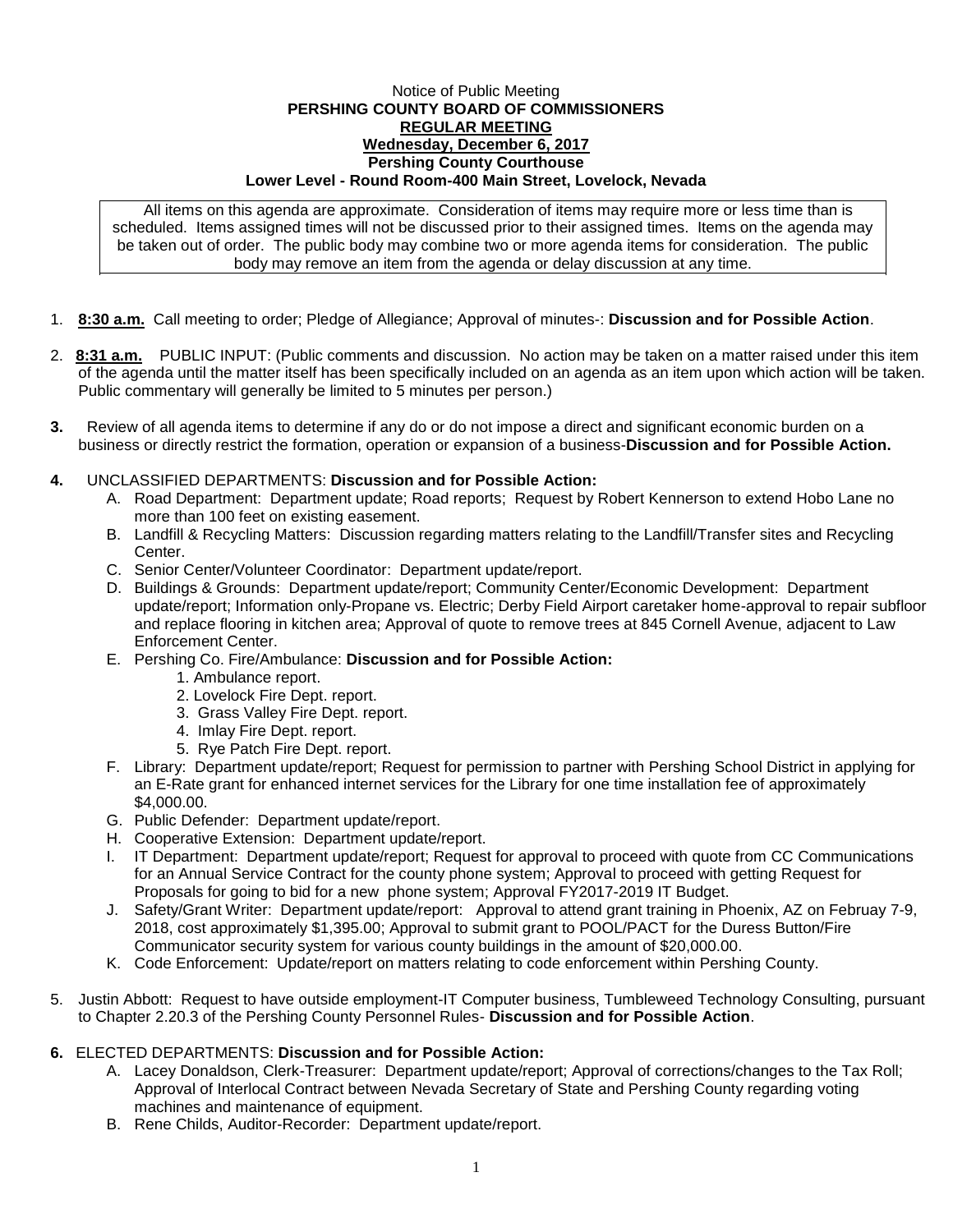Notice of Public Meeting

**PERSHING COUNTY BOARD OF COMMISSIONERS**

**REGULAR MEETING**

**Wednesday, December 6, 2017**

**Pershing County Courthouse**

**Lower Level - Round Room-400 Main Street, Lovelock, Nevada**

All items on this agenda are approximate. Consideration of items may require more or less time than is scheduled. Items assigned times will not be discussed prior to their assigned times. Items on the agenda may be taken out of order. The public body may combine two or more agenda items for consideration. The public body may remove an item from the agenda or delay discussion at any time.

1. **8:30 a.m.** Call meeting to order; Pledge of Allegiance; Approval of minutes-: **Discussion and for Possible Action**.

2. **8:31 a.m.** PUBLIC INPUT: (Public comments and discussion. No action may be taken on a matter raised under this item of the agenda until the matter itself has been specifically included on an agenda as an item upon which action will be taken. Public commentary will generally be limited to 5 minutes per person.)

3. Review of all agenda items to determine if any do or do not impose a direct and significant economic burden on a business or directly restrict the formation, operation or expansion of a business-**Discussion and for Possible Action.**

4. UNCLASSIFIED DEPARTMENTS: **Discussion and for Possible Action:**
   - A. Road Department: Department update; Road reports; Request by Robert Kennerson to extend Hobo Lane no more than 100 feet on existing easement.
   - B. Landfill & Recycling Matters: Discussion regarding matters relating to the Landfill/Transfer sites and Recycling Center.
   - C. Senior Center/Volunteer Coordinator: Department update/report.
   - D. Buildings & Grounds: Department update/report; Community Center/Economic Development: Department update/report; Information only-Propane vs. Electric; Derby Field Airport caretaker home-approval to repair subfloor and replace flooring in kitchen area; Approval of quote to remove trees at 845 Cornell Avenue, adjacent to Law Enforcement Center.
   - E. Pershing Co. Fire/Ambulance: **Discussion and for Possible Action:**
     1. Ambulance report.
     2. Lovelock Fire Dept. report.
     3. Grass Valley Fire Dept. report.
     4. Imlay Fire Dept. report.
     5. Rye Patch Fire Dept. report.
   - F. Library: Department update/report; Request for permission to partner with Pershing School District in applying for an E-Rate grant for enhanced internet services for the Library for one time installation fee of approximately $4,000.00.
   - G. Public Defender: Department update/report.
   - H. Cooperative Extension: Department update/report.
   - I. IT Department: Department update/report; Request for approval to proceed with quote from CC Communications for an Annual Service Contract for the county phone system; Approval to proceed with getting Request for Proposals for going to bid for a new phone system; Approval FY2017-2019 IT Budget.
   - J. Safety/Grant Writer: Department update/report: Approval to attend grant training in Phoenix, AZ on Februay 7-9, 2018, cost approximately $1,395.00; Approval to submit grant to POOL/PACT for the Duress Button/Fire Communicator security system for various county buildings in the amount of $20,000.00.
   - K. Code Enforcement: Update/report on matters relating to code enforcement within Pershing County.

5. Justin Abbott: Request to have outside employment-IT Computer business, Tumbleweed Technology Consulting, pursuant to Chapter 2.20.3 of the Pershing County Personnel Rules- **Discussion and for Possible Action**.

6. ELECTED DEPARTMENTS: **Discussion and for Possible Action:**
   - A. Lacey Donaldson, Clerk-Treasurer: Department update/report; Approval of corrections/changes to the Tax Roll; Approval of Interlocal Contract between Nevada Secretary of State and Pershing County regarding voting machines and maintenance of equipment.
   - B. Rene Childs, Auditor-Recorder: Department update/report.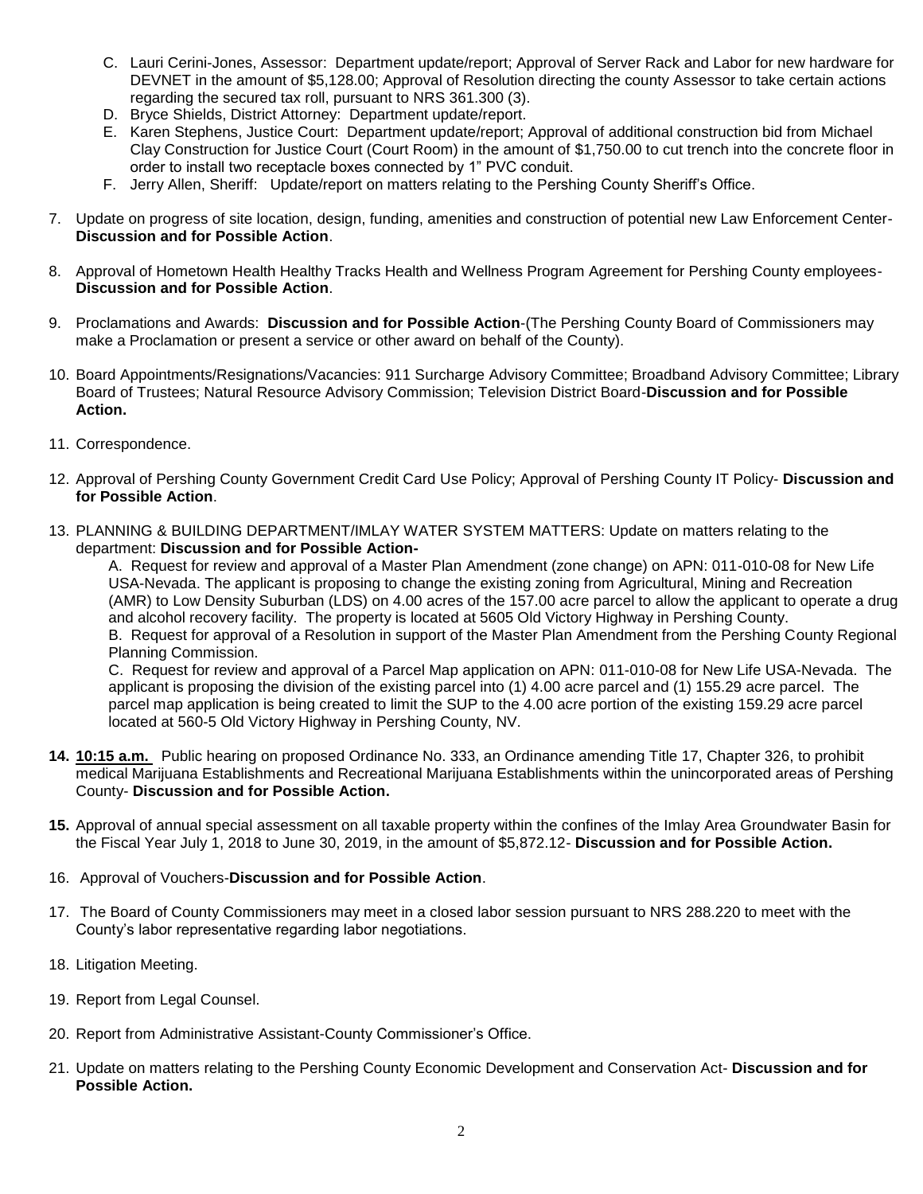C. Lauri Cerini-Jones, Assessor: Department update/report; Approval of Server Rack and Labor for new hardware for DEVNET in the amount of $5,128.00; Approval of Resolution directing the county Assessor to take certain actions regarding the secured tax roll, pursuant to NRS 361.300 (3).
D. Bryce Shields, District Attorney: Department update/report.
E. Karen Stephens, Justice Court: Department update/report; Approval of additional construction bid from Michael Clay Construction for Justice Court (Court Room) in the amount of $1,750.00 to cut trench into the concrete floor in order to install two receptacle boxes connected by 1" PVC conduit.
F. Jerry Allen, Sheriff: Update/report on matters relating to the Pershing County Sheriff's Office.

7. Update on progress of site location, design, funding, amenities and construction of potential new Law Enforcement Center- **Discussion and for Possible Action**.

8. Approval of Hometown Health Healthy Tracks Health and Wellness Program Agreement for Pershing County employees- **Discussion and for Possible Action**.

9. Proclamations and Awards: **Discussion and for Possible Action**-(The Pershing County Board of Commissioners may make a Proclamation or present a service or other award on behalf of the County).

10. Board Appointments/Resignations/Vacancies: 911 Surcharge Advisory Committee; Broadband Advisory Committee; Library Board of Trustees; Natural Resource Advisory Commission; Television District Board-**Discussion and for Possible Action.**

11. Correspondence.

12. Approval of Pershing County Government Credit Card Use Policy; Approval of Pershing County IT Policy- **Discussion and for Possible Action**.

13. PLANNING & BUILDING DEPARTMENT/IMLAY WATER SYSTEM MATTERS: Update on matters relating to the department: **Discussion and for Possible Action-**

    A. Request for review and approval of a Master Plan Amendment (zone change) on APN: 011-010-08 for New Life USA-Nevada. The applicant is proposing to change the existing zoning from Agricultural, Mining and Recreation (AMR) to Low Density Suburban (LDS) on 4.00 acres of the 157.00 acre parcel to allow the applicant to operate a drug and alcohol recovery facility. The property is located at 5605 Old Victory Highway in Pershing County.
    B. Request for approval of a Resolution in support of the Master Plan Amendment from the Pershing County Regional Planning Commission.
    C. Request for review and approval of a Parcel Map application on APN: 011-010-08 for New Life USA-Nevada. The applicant is proposing the division of the existing parcel into (1) 4.00 acre parcel and (1) 155.29 acre parcel. The parcel map application is being created to limit the SUP to the 4.00 acre portion of the existing 159.29 acre parcel located at 560-5 Old Victory Highway in Pershing County, NV.

14. **<u>10:15 a.m.</u>** Public hearing on proposed Ordinance No. 333, an Ordinance amending Title 17, Chapter 326, to prohibit medical Marijuana Establishments and Recreational Marijuana Establishments within the unincorporated areas of Pershing County- **Discussion and for Possible Action.**

15. Approval of annual special assessment on all taxable property within the confines of the Imlay Area Groundwater Basin for the Fiscal Year July 1, 2018 to June 30, 2019, in the amount of $5,872.12- **Discussion and for Possible Action.**

16. Approval of Vouchers-**Discussion and for Possible Action**.

17. The Board of County Commissioners may meet in a closed labor session pursuant to NRS 288.220 to meet with the County's labor representative regarding labor negotiations.

18. Litigation Meeting.

19. Report from Legal Counsel.

20. Report from Administrative Assistant-County Commissioner's Office.

21. Update on matters relating to the Pershing County Economic Development and Conservation Act- **Discussion and for Possible Action.**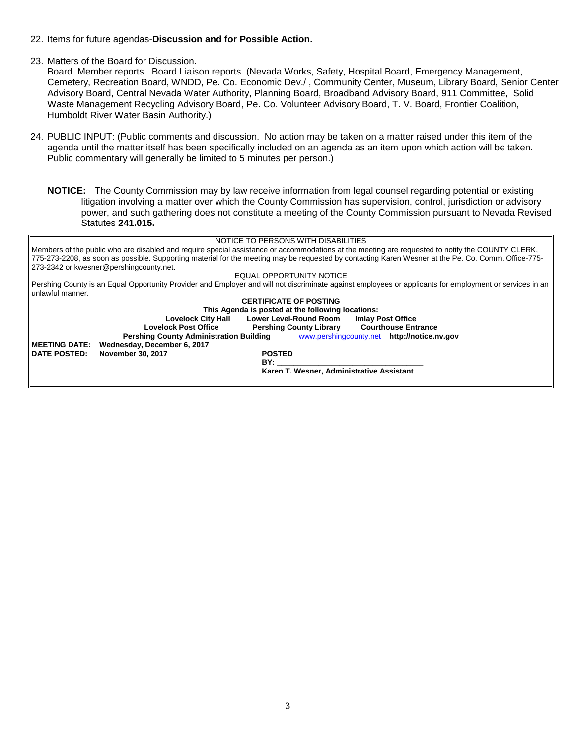22. Items for future agendas-**Discussion and for Possible Action.**

23. Matters of the Board for Discussion.
    Board Member reports. Board Liaison reports. (Nevada Works, Safety, Hospital Board, Emergency Management, Cemetery, Recreation Board, WNDD, Pe. Co. Economic Dev./ , Community Center, Museum, Library Board, Senior Center Advisory Board, Central Nevada Water Authority, Planning Board, Broadband Advisory Board, 911 Committee, Solid Waste Management Recycling Advisory Board, Pe. Co. Volunteer Advisory Board, T. V. Board, Frontier Coalition, Humboldt River Water Basin Authority.)

24. PUBLIC INPUT: (Public comments and discussion. No action may be taken on a matter raised under this item of the agenda until the matter itself has been specifically included on an agenda as an item upon which action will be taken. Public commentary will generally be limited to 5 minutes per person.)

**NOTICE:** The County Commission may by law receive information from legal counsel regarding potential or existing litigation involving a matter over which the County Commission has supervision, control, jurisdiction or advisory power, and such gathering does not constitute a meeting of the County Commission pursuant to Nevada Revised Statutes **241.015.**

NOTICE TO PERSONS WITH DISABILITIES

Members of the public who are disabled and require special assistance or accommodations at the meeting are requested to notify the COUNTY CLERK, 775-273-2208, as soon as possible. Supporting material for the meeting may be requested by contacting Karen Wesner at the Pe. Co. Comm. Office-775-273-2342 or kwesner@pershingcounty.net.

EQUAL OPPORTUNITY NOTICE

Pershing County is an Equal Opportunity Provider and Employer and will not discriminate against employees or applicants for employment or services in an unlawful manner.

**CERTIFICATE OF POSTING**

**This Agenda is posted at the following locations:**

**Lovelock City Hall** **Lower Level-Round Room** **Imlay Post Office**
**Lovelock Post Office** **Pershing County Library** **Courthouse Entrance**
**Pershing County Administration Building** www.pershingcounty.net **http://notice.nv.gov**

**MEETING DATE: Wednesday, December 6, 2017**
**DATE POSTED: November 30, 2017**

**POSTED BY:** ______________________________
**Karen T. Wesner, Administrative Assistant**